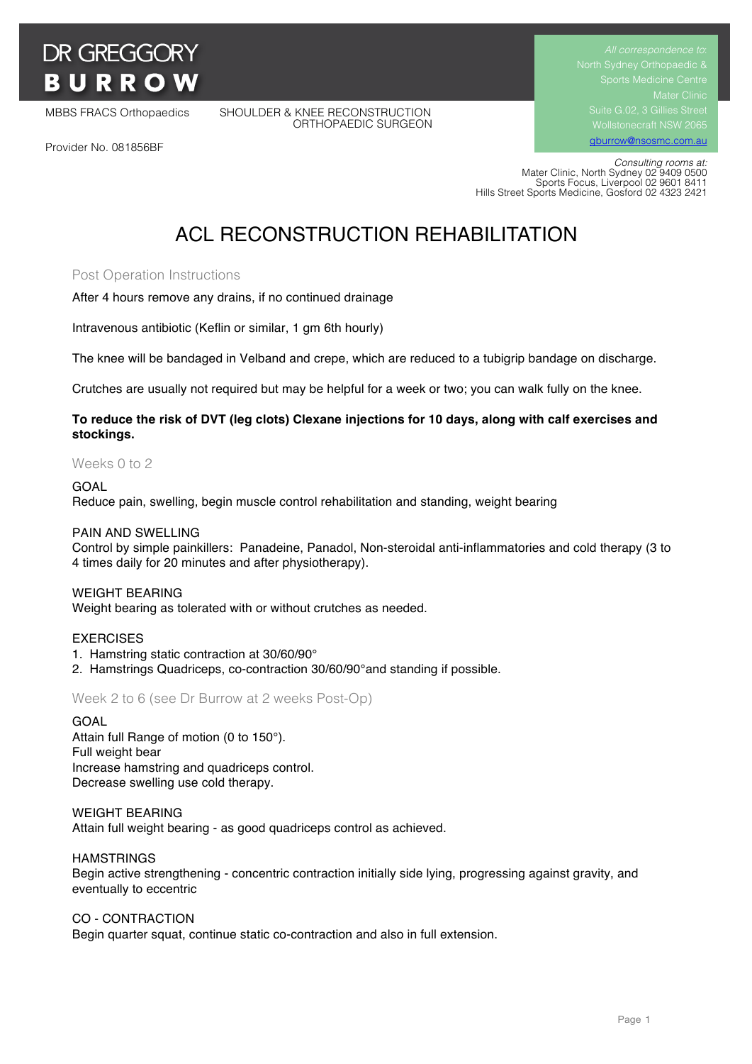# DR GREGGORY BURROW

MBBS FRACS Orthopaedics

SHOULDER & KNEE RECONSTRUCTION ORTHOPAEDIC SURGEON

Provider No. 081856BF

*All correspondence to:*
North Sydney Orthopaedic & Sports Medicine Centre
Mater Clinic
Suite G.02, 3 Gillies Street
Wollstonecraft NSW 2065
gburrow@nsosmc.com.au

*Consulting rooms at:*
Mater Clinic, North Sydney 02 9409 0500
Sports Focus, Liverpool 02 9601 8411
Hills Street Sports Medicine, Gosford 02 4323 2421

## ACL RECONSTRUCTION REHABILITATION

### Post Operation Instructions

After 4 hours remove any drains, if no continued drainage

Intravenous antibiotic (Keflin or similar, 1 gm 6th hourly)

The knee will be bandaged in Velband and crepe, which are reduced to a tubigrip bandage on discharge.

Crutches are usually not required but may be helpful for a week or two; you can walk fully on the knee.

**To reduce the risk of DVT (leg clots) Clexane injections for 10 days, along with calf exercises and stockings.**

### Weeks 0 to 2

GOAL
Reduce pain, swelling, begin muscle control rehabilitation and standing, weight bearing

PAIN AND SWELLING
Control by simple painkillers: Panadeine, Panadol, Non-steroidal anti-inflammatories and cold therapy (3 to 4 times daily for 20 minutes and after physiotherapy).

WEIGHT BEARING
Weight bearing as tolerated with or without crutches as needed.

EXERCISES
1. Hamstring static contraction at 30/60/90°
2. Hamstrings Quadriceps, co-contraction 30/60/90°and standing if possible.

### Week 2 to 6 (see Dr Burrow at 2 weeks Post-Op)

GOAL
Attain full Range of motion (0 to 150°).
Full weight bear
Increase hamstring and quadriceps control.
Decrease swelling use cold therapy.

WEIGHT BEARING
Attain full weight bearing - as good quadriceps control as achieved.

HAMSTRINGS
Begin active strengthening - concentric contraction initially side lying, progressing against gravity, and eventually to eccentric

CO - CONTRACTION
Begin quarter squat, continue static co-contraction and also in full extension.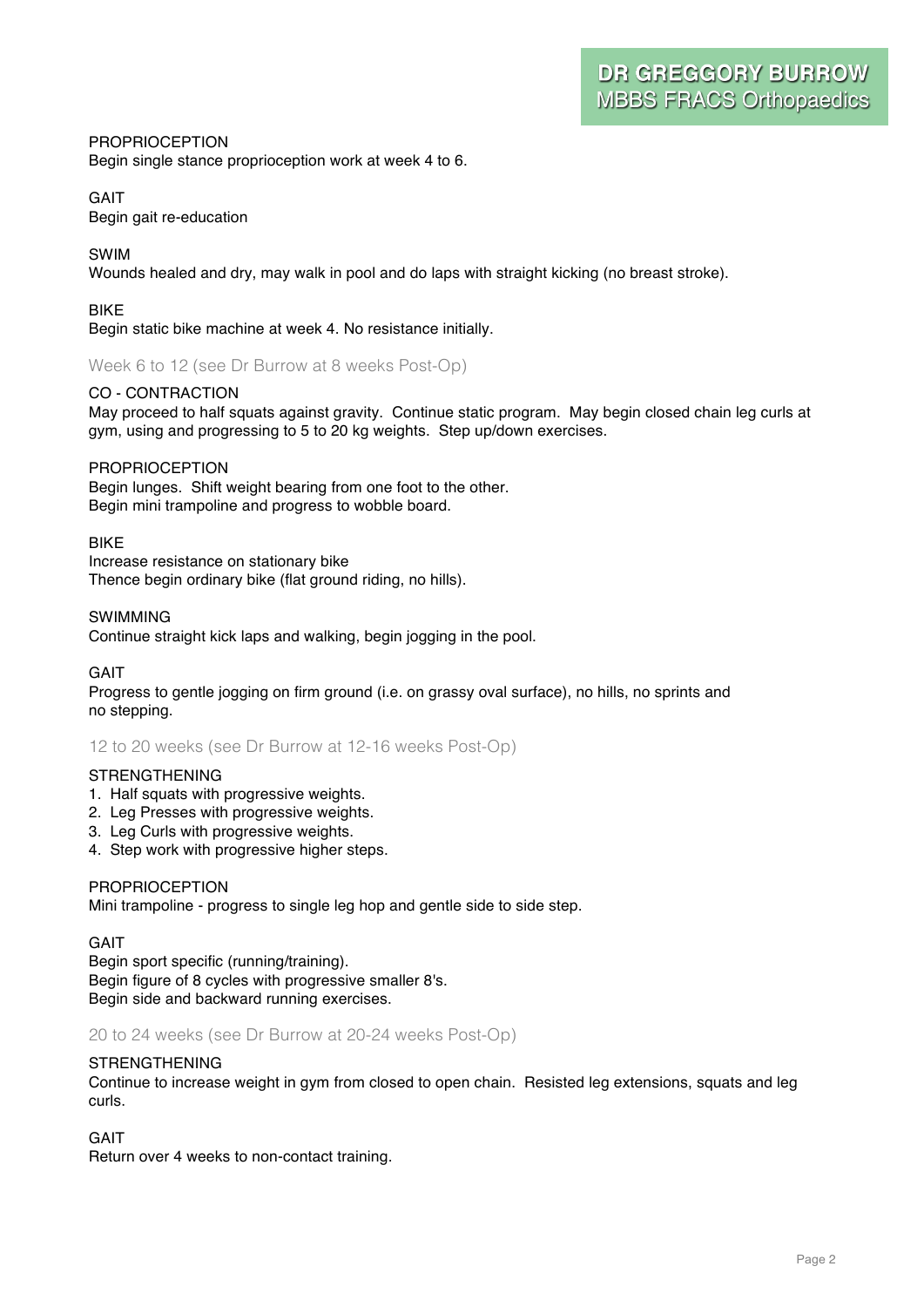PROPRIOCEPTION
Begin single stance proprioception work at week 4 to 6.

GAIT
Begin gait re-education

SWIM
Wounds healed and dry, may walk in pool and do laps with straight kicking (no breast stroke).

BIKE
Begin static bike machine at week 4. No resistance initially.

## Week 6 to 12 (see Dr Burrow at 8 weeks Post-Op)

CO - CONTRACTION
May proceed to half squats against gravity. Continue static program. May begin closed chain leg curls at gym, using and progressing to 5 to 20 kg weights. Step up/down exercises.

PROPRIOCEPTION
Begin lunges. Shift weight bearing from one foot to the other.
Begin mini trampoline and progress to wobble board.

BIKE
Increase resistance on stationary bike
Thence begin ordinary bike (flat ground riding, no hills).

SWIMMING
Continue straight kick laps and walking, begin jogging in the pool.

GAIT
Progress to gentle jogging on firm ground (i.e. on grassy oval surface), no hills, no sprints and no stepping.

## 12 to 20 weeks (see Dr Burrow at 12-16 weeks Post-Op)

STRENGTHENING
1. Half squats with progressive weights.
2. Leg Presses with progressive weights.
3. Leg Curls with progressive weights.
4. Step work with progressive higher steps.

PROPRIOCEPTION
Mini trampoline - progress to single leg hop and gentle side to side step.

GAIT
Begin sport specific (running/training).
Begin figure of 8 cycles with progressive smaller 8's.
Begin side and backward running exercises.

## 20 to 24 weeks (see Dr Burrow at 20-24 weeks Post-Op)

STRENGTHENING
Continue to increase weight in gym from closed to open chain. Resisted leg extensions, squats and leg curls.

GAIT
Return over 4 weeks to non-contact training.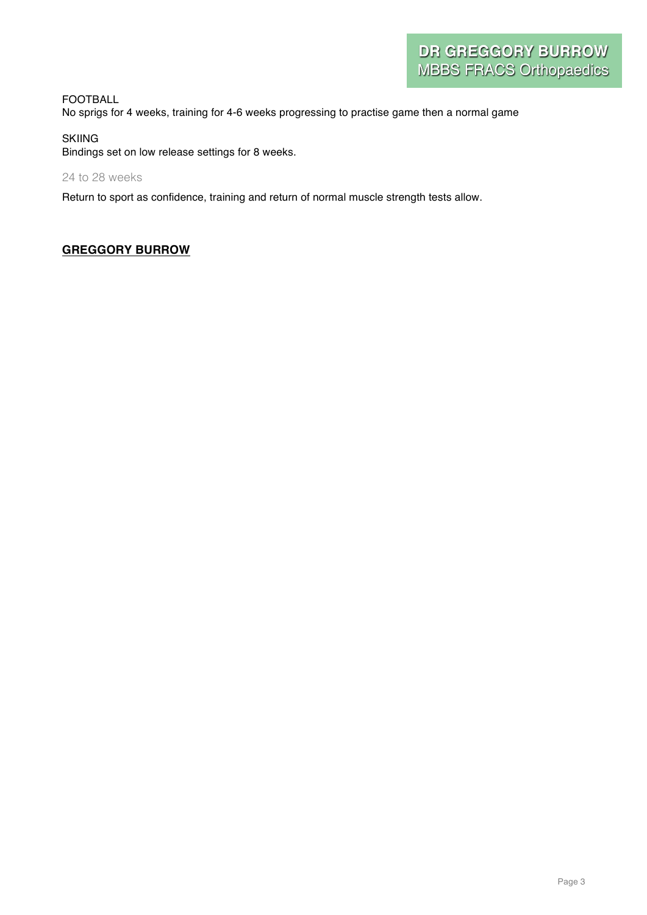FOOTBALL

No sprigs for 4 weeks, training for 4-6 weeks progressing to practise game then a normal game

SKIING

Bindings set on low release settings for 8 weeks.

### 24 to 28 weeks

Return to sport as confidence, training and return of normal muscle strength tests allow.

**GREGGORY BURROW**